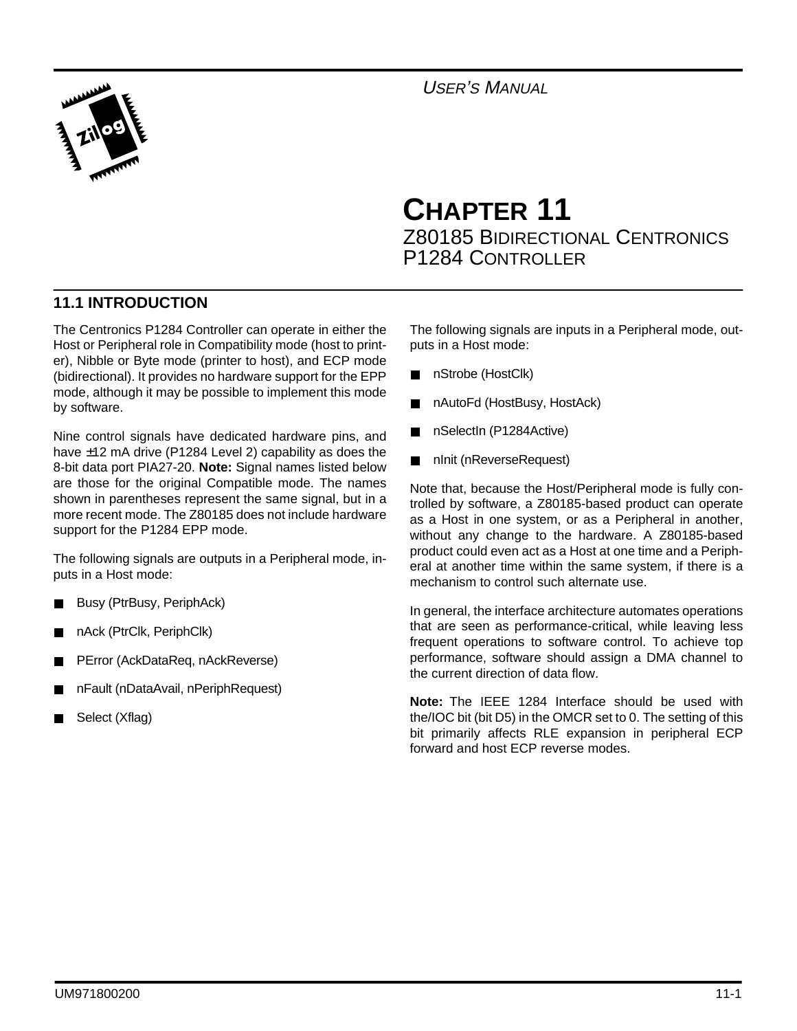# CHAPTER 11
## Z80185 BIDIRECTIONAL CENTRONICS P1284 CONTROLLER

### 11.1 INTRODUCTION

The Centronics P1284 Controller can operate in either the Host or Peripheral role in Compatibility mode (host to printer), Nibble or Byte mode (printer to host), and ECP mode (bidirectional). It provides no hardware support for the EPP mode, although it may be possible to implement this mode by software.

Nine control signals have dedicated hardware pins, and have ±12 mA drive (P1284 Level 2) capability as does the 8-bit data port PIA27-20. **Note:** Signal names listed below are those for the original Compatible mode. The names shown in parentheses represent the same signal, but in a more recent mode. The Z80185 does not include hardware support for the P1284 EPP mode.

The following signals are outputs in a Peripheral mode, inputs in a Host mode:

- Busy (PtrBusy, PeriphAck)
- nAck (PtrClk, PeriphClk)
- PError (AckDataReq, nAckReverse)
- nFault (nDataAvail, nPeriphRequest)
- Select (Xflag)

The following signals are inputs in a Peripheral mode, outputs in a Host mode:

- nStrobe (HostClk)
- nAutoFd (HostBusy, HostAck)
- nSelectIn (P1284Active)
- nInit (nReverseRequest)

Note that, because the Host/Peripheral mode is fully controlled by software, a Z80185-based product can operate as a Host in one system, or as a Peripheral in another, without any change to the hardware. A Z80185-based product could even act as a Host at one time and a Peripheral at another time within the same system, if there is a mechanism to control such alternate use.

In general, the interface architecture automates operations that are seen as performance-critical, while leaving less frequent operations to software control. To achieve top performance, software should assign a DMA channel to the current direction of data flow.

**Note:** The IEEE 1284 Interface should be used with the/IOC bit (bit D5) in the OMCR set to 0. The setting of this bit primarily affects RLE expansion in peripheral ECP forward and host ECP reverse modes.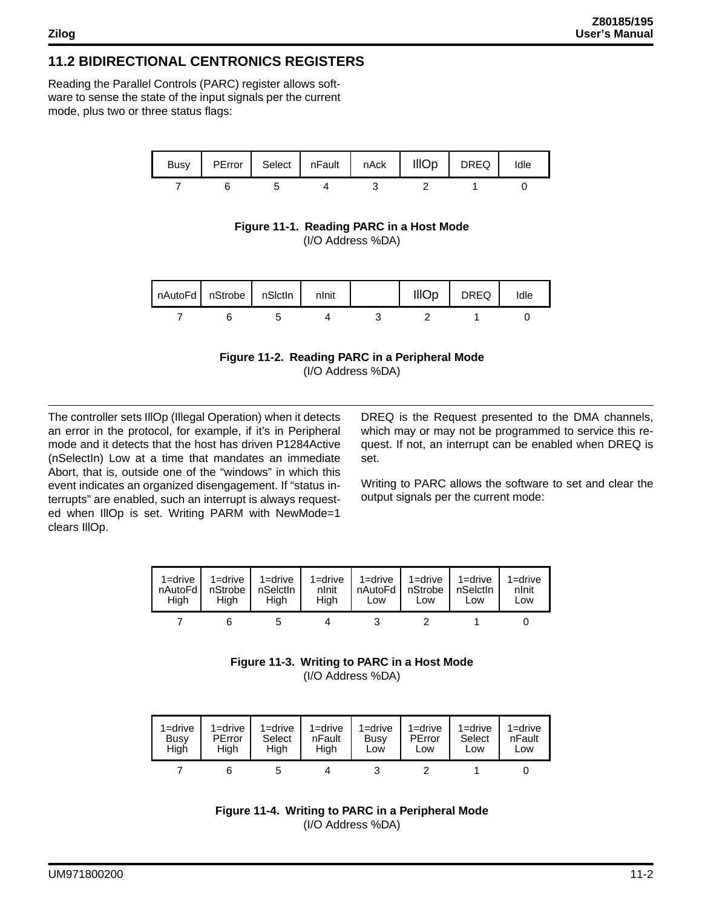## 11.2 BIDIRECTIONAL CENTRONICS REGISTERS

Reading the Parallel Controls (PARC) register allows software to sense the state of the input signals per the current mode, plus two or three status flags:

| 7 | 6 | 5 | 4 | 3 | 2 | 1 | 0 |
|---|---|---|---|---|---|---|---|
| Busy | PError | Select | nFault | nAck | IllOp | DREQ | Idle |

**Figure 11-1. Reading PARC in a Host Mode**
(I/O Address %DA)

| 7 | 6 | 5 | 4 | 3 | 2 | 1 | 0 |
|---|---|---|---|---|---|---|---|
| nAutoFd | nStrobe | nSlctIn | nInit | | IllOp | DREQ | Idle |

**Figure 11-2. Reading PARC in a Peripheral Mode**
(I/O Address %DA)

The controller sets IllOp (Illegal Operation) when it detects an error in the protocol, for example, if it's in Peripheral mode and it detects that the host has driven P1284Active (nSelectIn) Low at a time that mandates an immediate Abort, that is, outside one of the "windows" in which this event indicates an organized disengagement. If "status interrupts" are enabled, such an interrupt is always requested when IllOp is set. Writing PARM with NewMode=1 clears IllOp.

DREQ is the Request presented to the DMA channels, which may or may not be programmed to service this request. If not, an interrupt can be enabled when DREQ is set.

Writing to PARC allows the software to set and clear the output signals per the current mode:

| 7 | 6 | 5 | 4 | 3 | 2 | 1 | 0 |
|---|---|---|---|---|---|---|---|
| 1=drive nAutoFd High | 1=drive nStrobe High | 1=drive nSelctIn High | 1=drive nInit High | 1=drive nAutoFd Low | 1=drive nStrobe Low | 1=drive nSelctIn Low | 1=drive nInit Low |

**Figure 11-3. Writing to PARC in a Host Mode**
(I/O Address %DA)

| 7 | 6 | 5 | 4 | 3 | 2 | 1 | 0 |
|---|---|---|---|---|---|---|---|
| 1=drive Busy High | 1=drive PError High | 1=drive Select High | 1=drive nFault High | 1=drive Busy Low | 1=drive PError Low | 1=drive Select Low | 1=drive nFault Low |

**Figure 11-4. Writing to PARC in a Peripheral Mode**
(I/O Address %DA)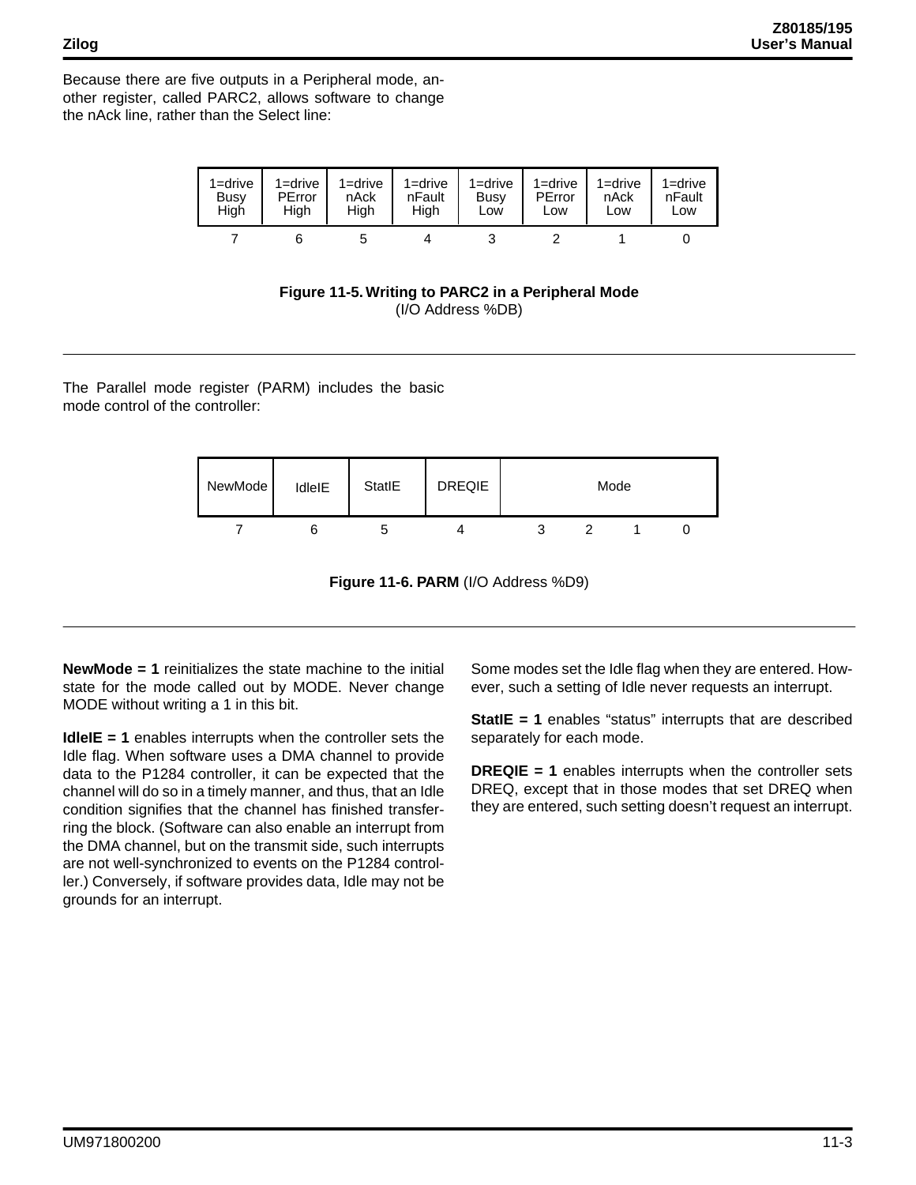Because there are five outputs in a Peripheral mode, another register, called PARC2, allows software to change the nAck line, rather than the Select line:

| 7 | 6 | 5 | 4 | 3 | 2 | 1 | 0 |
|---|---|---|---|---|---|---|---|
| 1=drive Busy High | 1=drive PError High | 1=drive nAck High | 1=drive nFault High | 1=drive Busy Low | 1=drive PError Low | 1=drive nAck Low | 1=drive nFault Low |

**Figure 11-5. Writing to PARC2 in a Peripheral Mode**
(I/O Address %DB)

---

The Parallel mode register (PARM) includes the basic mode control of the controller:

| 7 | 6 | 5 | 4 | 3 | 2 | 1 | 0 |
|---|---|---|---|---|---|---|---|
| NewMode | IdleIE | StatIE | DREQIE | Mode | | | |

**Figure 11-6. PARM** (I/O Address %D9)

---

**NewMode = 1** reinitializes the state machine to the initial state for the mode called out by MODE. Never change MODE without writing a 1 in this bit.

**IdleIE = 1** enables interrupts when the controller sets the Idle flag. When software uses a DMA channel to provide data to the P1284 controller, it can be expected that the channel will do so in a timely manner, and thus, that an Idle condition signifies that the channel has finished transferring the block. (Software can also enable an interrupt from the DMA channel, but on the transmit side, such interrupts are not well-synchronized to events on the P1284 controller.) Conversely, if software provides data, Idle may not be grounds for an interrupt.

Some modes set the Idle flag when they are entered. However, such a setting of Idle never requests an interrupt.

**StatIE = 1** enables "status" interrupts that are described separately for each mode.

**DREQIE = 1** enables interrupts when the controller sets DREQ, except that in those modes that set DREQ when they are entered, such setting doesn't request an interrupt.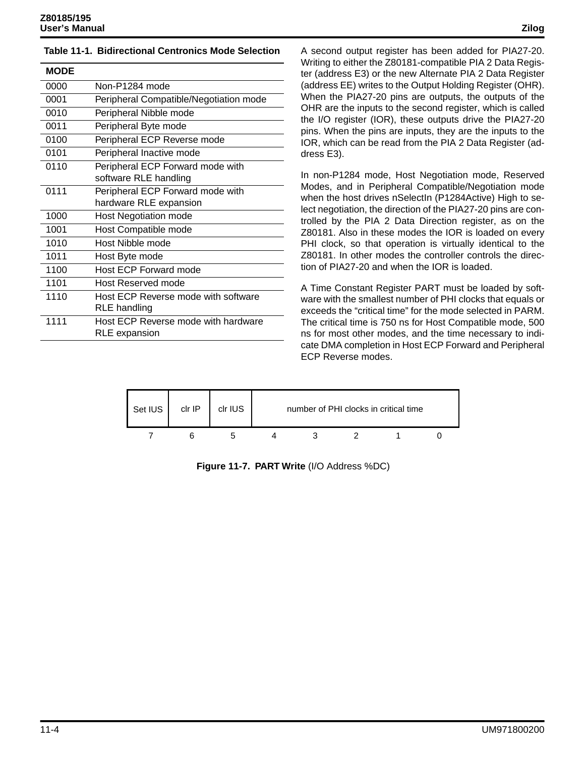**Table 11-1. Bidirectional Centronics Mode Selection**

| MODE | |
|---|---|
| 0000 | Non-P1284 mode |
| 0001 | Peripheral Compatible/Negotiation mode |
| 0010 | Peripheral Nibble mode |
| 0011 | Peripheral Byte mode |
| 0100 | Peripheral ECP Reverse mode |
| 0101 | Peripheral Inactive mode |
| 0110 | Peripheral ECP Forward mode with software RLE handling |
| 0111 | Peripheral ECP Forward mode with hardware RLE expansion |
| 1000 | Host Negotiation mode |
| 1001 | Host Compatible mode |
| 1010 | Host Nibble mode |
| 1011 | Host Byte mode |
| 1100 | Host ECP Forward mode |
| 1101 | Host Reserved mode |
| 1110 | Host ECP Reverse mode with software RLE handling |
| 1111 | Host ECP Reverse mode with hardware RLE expansion |

A second output register has been added for PIA27-20. Writing to either the Z80181-compatible PIA 2 Data Register (address E3) or the new Alternate PIA 2 Data Register (address EE) writes to the Output Holding Register (OHR). When the PIA27-20 pins are outputs, the outputs of the OHR are the inputs to the second register, which is called the I/O register (IOR), these outputs drive the PIA27-20 pins. When the pins are inputs, they are the inputs to the IOR, which can be read from the PIA 2 Data Register (address E3).

In non-P1284 mode, Host Negotiation mode, Reserved Modes, and in Peripheral Compatible/Negotiation mode when the host drives nSelectIn (P1284Active) High to select negotiation, the direction of the PIA27-20 pins are controlled by the PIA 2 Data Direction register, as on the Z80181. Also in these modes the IOR is loaded on every PHI clock, so that operation is virtually identical to the Z80181. In other modes the controller controls the direction of PIA27-20 and when the IOR is loaded.

A Time Constant Register PART must be loaded by software with the smallest number of PHI clocks that equals or exceeds the "critical time" for the mode selected in PARM. The critical time is 750 ns for Host Compatible mode, 500 ns for most other modes, and the time necessary to indicate DMA completion in Host ECP Forward and Peripheral ECP Reverse modes.

| 7 | 6 | 5 | 4 | 3 | 2 | 1 | 0 |
|---|---|---|---|---|---|---|---|
| Set IUS | clr IP | clr IUS | number of PHI clocks in critical time | | | | |

**Figure 11-7. PART Write** (I/O Address %DC)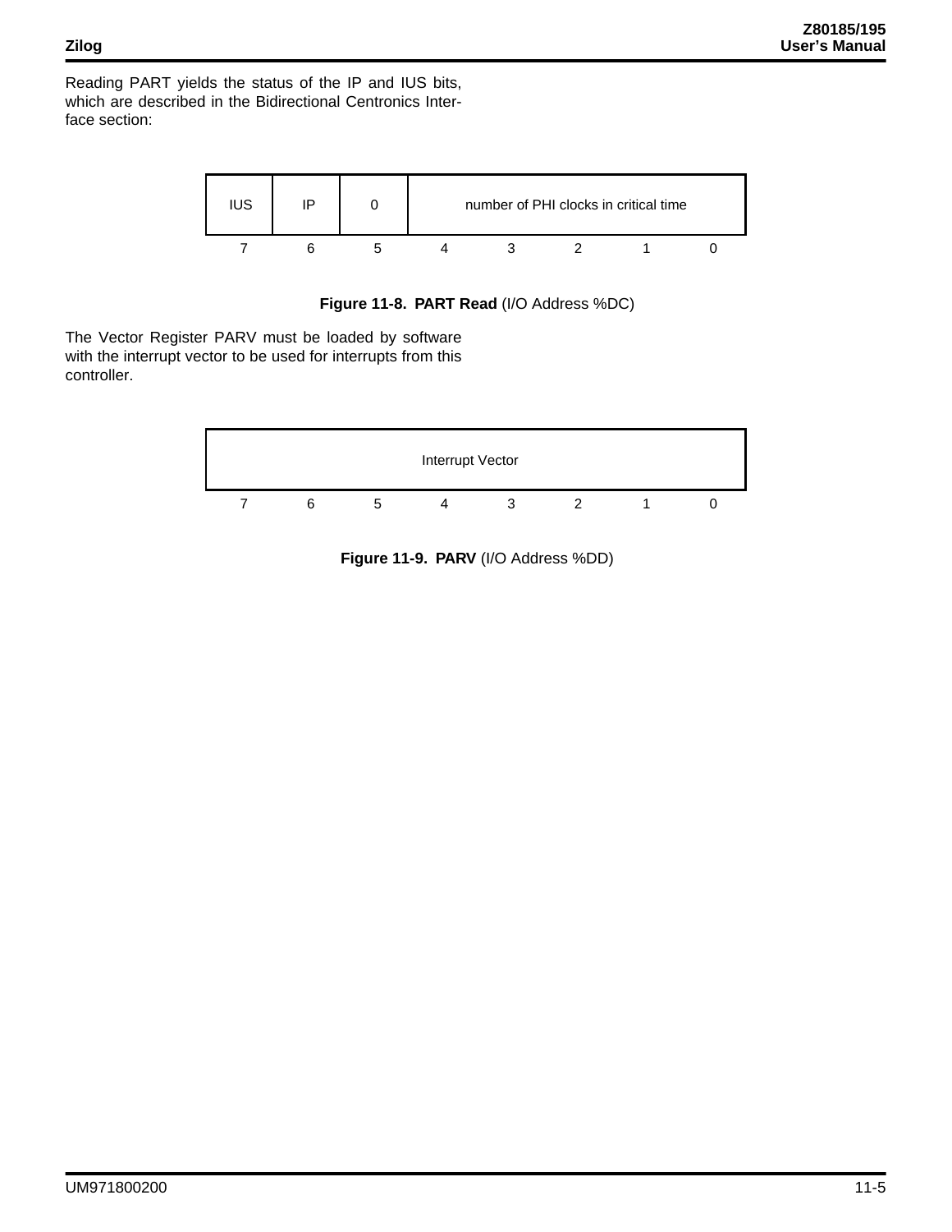Reading PART yields the status of the IP and IUS bits, which are described in the Bidirectional Centronics Interface section:

| 7 | 6 | 5 | 4 | 3 | 2 | 1 | 0 |
|---|---|---|---|---|---|---|---|
| IUS | IP | 0 | number of PHI clocks in critical time | | | | |

**Figure 11-8. PART Read** (I/O Address %DC)

The Vector Register PARV must be loaded by software with the interrupt vector to be used for interrupts from this controller.

| 7 | 6 | 5 | 4 | 3 | 2 | 1 | 0 |
|---|---|---|---|---|---|---|---|
| Interrupt Vector | | | | | | | |

**Figure 11-9. PARV** (I/O Address %DD)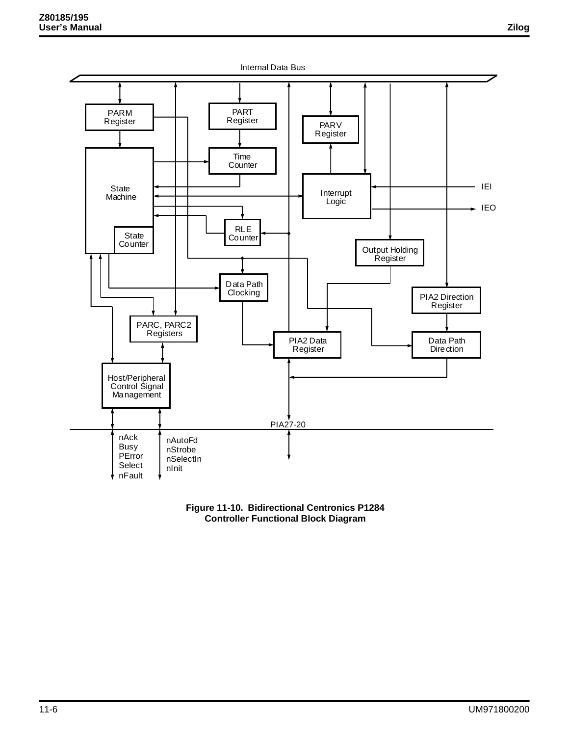Internal Data Bus

PARM Register

PART Register

PARV Register

Time Counter

State Machine

Interrupt Logic

IEI

IEO

RLE Counter

State Counter

Output Holding Register

Data Path Clocking

PIA2 Direction Register

PARC, PARC2 Registers

PIA2 Data Register

Data Path Direction

Host/Peripheral Control Signal Management

PIA27-20

nAck
Busy
PError
Select
nFault

nAutoFd
nStrobe
nSelectIn
nInit

**Figure 11-10. Bidirectional Centronics P1284 Controller Functional Block Diagram**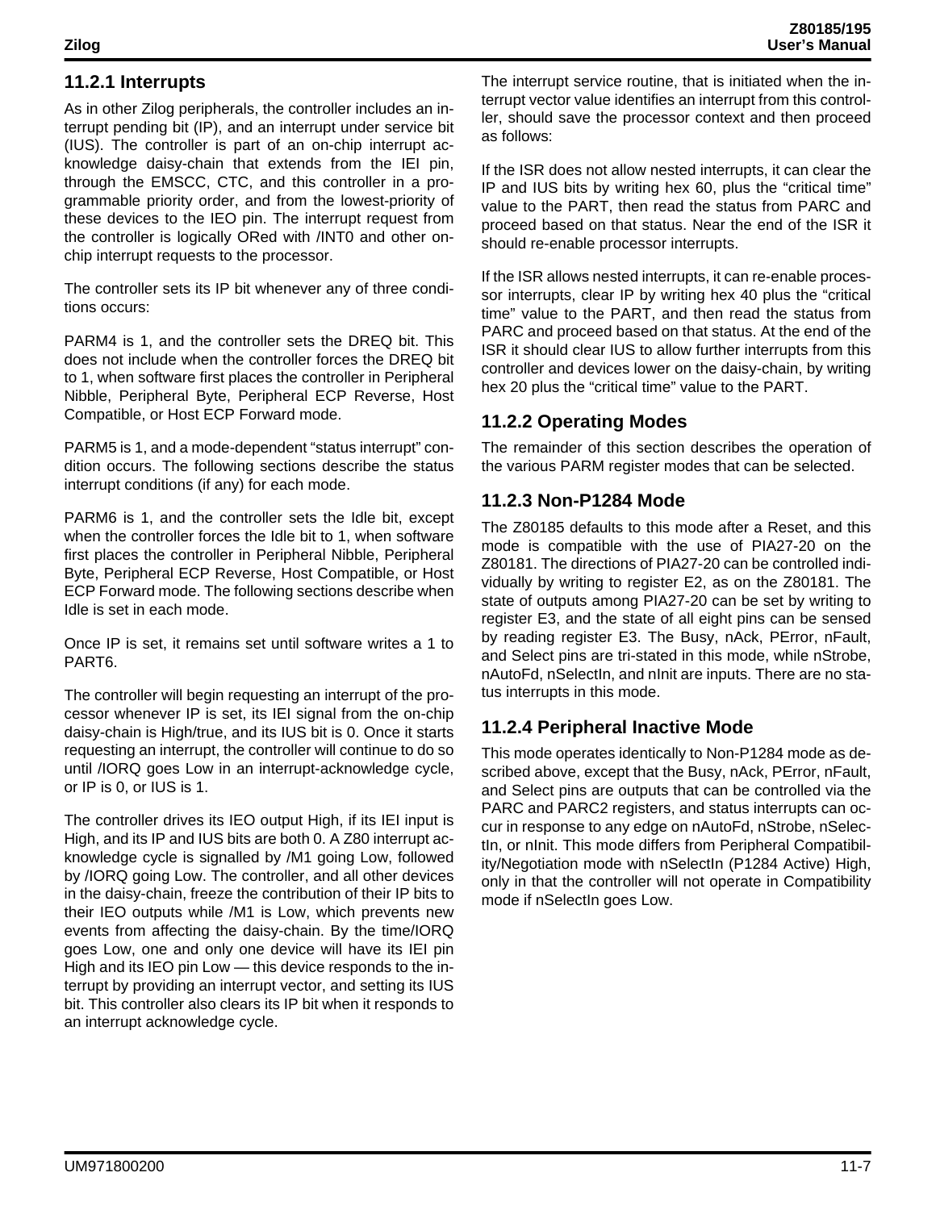### 11.2.1 Interrupts

As in other Zilog peripherals, the controller includes an interrupt pending bit (IP), and an interrupt under service bit (IUS). The controller is part of an on-chip interrupt acknowledge daisy-chain that extends from the IEI pin, through the EMSCC, CTC, and this controller in a programmable priority order, and from the lowest-priority of these devices to the IEO pin. The interrupt request from the controller is logically ORed with /INT0 and other on-chip interrupt requests to the processor.

The controller sets its IP bit whenever any of three conditions occurs:

PARM4 is 1, and the controller sets the DREQ bit. This does not include when the controller forces the DREQ bit to 1, when software first places the controller in Peripheral Nibble, Peripheral Byte, Peripheral ECP Reverse, Host Compatible, or Host ECP Forward mode.

PARM5 is 1, and a mode-dependent "status interrupt" condition occurs. The following sections describe the status interrupt conditions (if any) for each mode.

PARM6 is 1, and the controller sets the Idle bit, except when the controller forces the Idle bit to 1, when software first places the controller in Peripheral Nibble, Peripheral Byte, Peripheral ECP Reverse, Host Compatible, or Host ECP Forward mode. The following sections describe when Idle is set in each mode.

Once IP is set, it remains set until software writes a 1 to PART6.

The controller will begin requesting an interrupt of the processor whenever IP is set, its IEI signal from the on-chip daisy-chain is High/true, and its IUS bit is 0. Once it starts requesting an interrupt, the controller will continue to do so until /IORQ goes Low in an interrupt-acknowledge cycle, or IP is 0, or IUS is 1.

The controller drives its IEO output High, if its IEI input is High, and its IP and IUS bits are both 0. A Z80 interrupt acknowledge cycle is signalled by /M1 going Low, followed by /IORQ going Low. The controller, and all other devices in the daisy-chain, freeze the contribution of their IP bits to their IEO outputs while /M1 is Low, which prevents new events from affecting the daisy-chain. By the time/IORQ goes Low, one and only one device will have its IEI pin High and its IEO pin Low — this device responds to the interrupt by providing an interrupt vector, and setting its IUS bit. This controller also clears its IP bit when it responds to an interrupt acknowledge cycle.

The interrupt service routine, that is initiated when the interrupt vector value identifies an interrupt from this controller, should save the processor context and then proceed as follows:

If the ISR does not allow nested interrupts, it can clear the IP and IUS bits by writing hex 60, plus the "critical time" value to the PART, then read the status from PARC and proceed based on that status. Near the end of the ISR it should re-enable processor interrupts.

If the ISR allows nested interrupts, it can re-enable processor interrupts, clear IP by writing hex 40 plus the "critical time" value to the PART, and then read the status from PARC and proceed based on that status. At the end of the ISR it should clear IUS to allow further interrupts from this controller and devices lower on the daisy-chain, by writing hex 20 plus the "critical time" value to the PART.

### 11.2.2 Operating Modes

The remainder of this section describes the operation of the various PARM register modes that can be selected.

### 11.2.3 Non-P1284 Mode

The Z80185 defaults to this mode after a Reset, and this mode is compatible with the use of PIA27-20 on the Z80181. The directions of PIA27-20 can be controlled individually by writing to register E2, as on the Z80181. The state of outputs among PIA27-20 can be set by writing to register E3, and the state of all eight pins can be sensed by reading register E3. The Busy, nAck, PError, nFault, and Select pins are tri-stated in this mode, while nStrobe, nAutoFd, nSelectIn, and nInit are inputs. There are no status interrupts in this mode.

### 11.2.4 Peripheral Inactive Mode

This mode operates identically to Non-P1284 mode as described above, except that the Busy, nAck, PError, nFault, and Select pins are outputs that can be controlled via the PARC and PARC2 registers, and status interrupts can occur in response to any edge on nAutoFd, nStrobe, nSelectIn, or nInit. This mode differs from Peripheral Compatibility/Negotiation mode with nSelectIn (P1284 Active) High, only in that the controller will not operate in Compatibility mode if nSelectIn goes Low.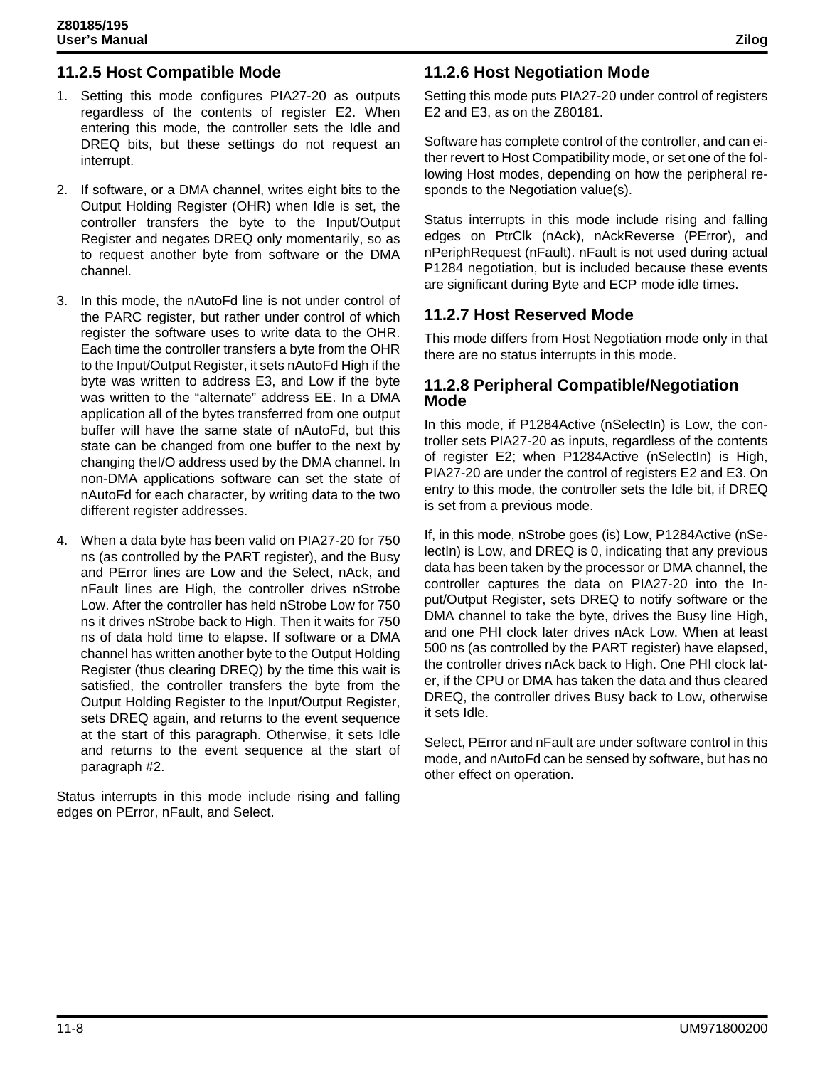### 11.2.5 Host Compatible Mode

1. Setting this mode configures PIA27-20 as outputs regardless of the contents of register E2. When entering this mode, the controller sets the Idle and DREQ bits, but these settings do not request an interrupt.

2. If software, or a DMA channel, writes eight bits to the Output Holding Register (OHR) when Idle is set, the controller transfers the byte to the Input/Output Register and negates DREQ only momentarily, so as to request another byte from software or the DMA channel.

3. In this mode, the nAutoFd line is not under control of the PARC register, but rather under control of which register the software uses to write data to the OHR. Each time the controller transfers a byte from the OHR to the Input/Output Register, it sets nAutoFd High if the byte was written to address E3, and Low if the byte was written to the “alternate” address EE. In a DMA application all of the bytes transferred from one output buffer will have the same state of nAutoFd, but this state can be changed from one buffer to the next by changing theI/O address used by the DMA channel. In non-DMA applications software can set the state of nAutoFd for each character, by writing data to the two different register addresses.

4. When a data byte has been valid on PIA27-20 for 750 ns (as controlled by the PART register), and the Busy and PError lines are Low and the Select, nAck, and nFault lines are High, the controller drives nStrobe Low. After the controller has held nStrobe Low for 750 ns it drives nStrobe back to High. Then it waits for 750 ns of data hold time to elapse. If software or a DMA channel has written another byte to the Output Holding Register (thus clearing DREQ) by the time this wait is satisfied, the controller transfers the byte from the Output Holding Register to the Input/Output Register, sets DREQ again, and returns to the event sequence at the start of this paragraph. Otherwise, it sets Idle and returns to the event sequence at the start of paragraph #2.

Status interrupts in this mode include rising and falling edges on PError, nFault, and Select.

### 11.2.6 Host Negotiation Mode

Setting this mode puts PIA27-20 under control of registers E2 and E3, as on the Z80181.

Software has complete control of the controller, and can either revert to Host Compatibility mode, or set one of the following Host modes, depending on how the peripheral responds to the Negotiation value(s).

Status interrupts in this mode include rising and falling edges on PtrClk (nAck), nAckReverse (PError), and nPeriphRequest (nFault). nFault is not used during actual P1284 negotiation, but is included because these events are significant during Byte and ECP mode idle times.

### 11.2.7 Host Reserved Mode

This mode differs from Host Negotiation mode only in that there are no status interrupts in this mode.

### 11.2.8 Peripheral Compatible/Negotiation Mode

In this mode, if P1284Active (nSelectIn) is Low, the controller sets PIA27-20 as inputs, regardless of the contents of register E2; when P1284Active (nSelectIn) is High, PIA27-20 are under the control of registers E2 and E3. On entry to this mode, the controller sets the Idle bit, if DREQ is set from a previous mode.

If, in this mode, nStrobe goes (is) Low, P1284Active (nSelectIn) is Low, and DREQ is 0, indicating that any previous data has been taken by the processor or DMA channel, the controller captures the data on PIA27-20 into the Input/Output Register, sets DREQ to notify software or the DMA channel to take the byte, drives the Busy line High, and one PHI clock later drives nAck Low. When at least 500 ns (as controlled by the PART register) have elapsed, the controller drives nAck back to High. One PHI clock later, if the CPU or DMA has taken the data and thus cleared DREQ, the controller drives Busy back to Low, otherwise it sets Idle.

Select, PError and nFault are under software control in this mode, and nAutoFd can be sensed by software, but has no other effect on operation.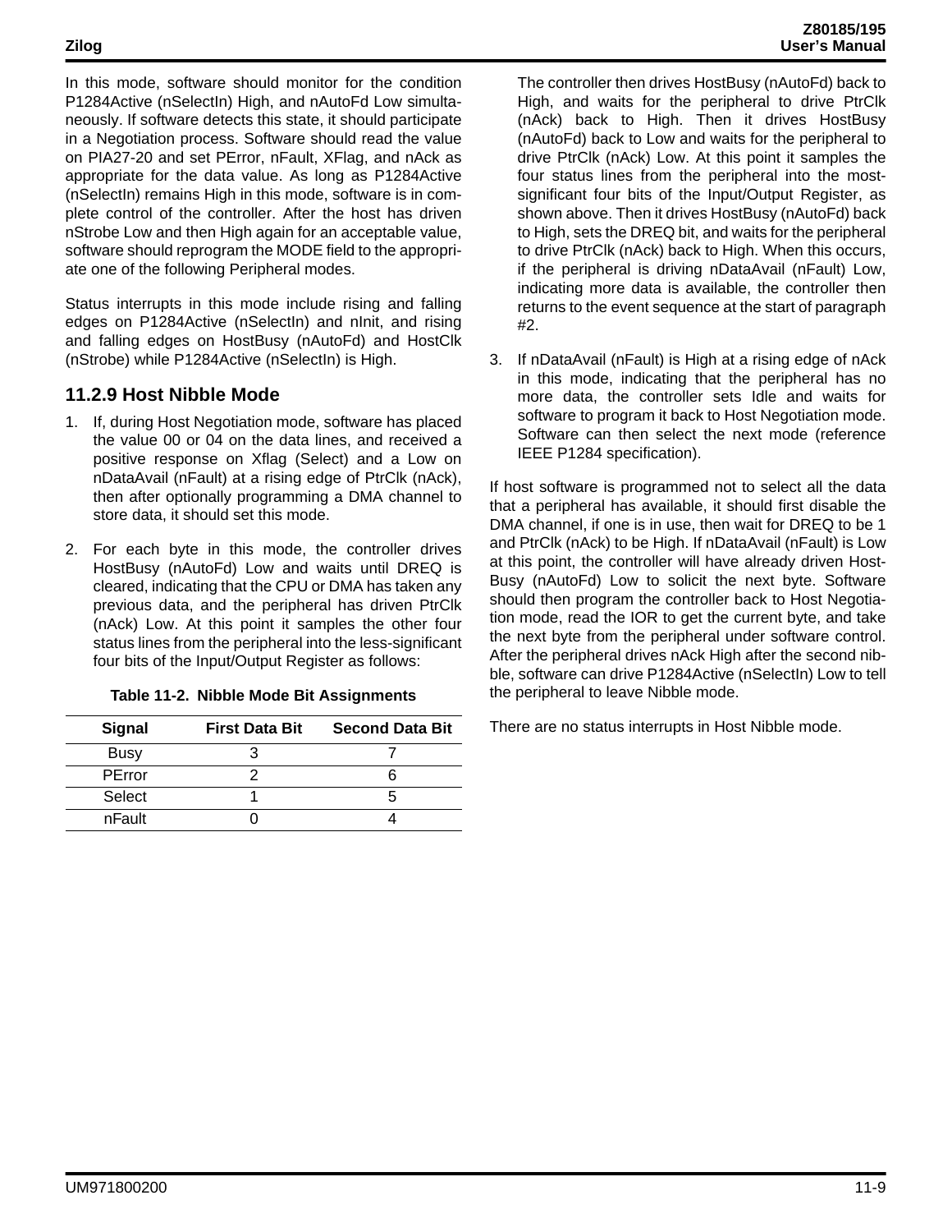In this mode, software should monitor for the condition P1284Active (nSelectIn) High, and nAutoFd Low simultaneously. If software detects this state, it should participate in a Negotiation process. Software should read the value on PIA27-20 and set PError, nFault, XFlag, and nAck as appropriate for the data value. As long as P1284Active (nSelectIn) remains High in this mode, software is in complete control of the controller. After the host has driven nStrobe Low and then High again for an acceptable value, software should reprogram the MODE field to the appropriate one of the following Peripheral modes.

Status interrupts in this mode include rising and falling edges on P1284Active (nSelectIn) and nInit, and rising and falling edges on HostBusy (nAutoFd) and HostClk (nStrobe) while P1284Active (nSelectIn) is High.

### 11.2.9 Host Nibble Mode

1. If, during Host Negotiation mode, software has placed the value 00 or 04 on the data lines, and received a positive response on Xflag (Select) and a Low on nDataAvail (nFault) at a rising edge of PtrClk (nAck), then after optionally programming a DMA channel to store data, it should set this mode.

2. For each byte in this mode, the controller drives HostBusy (nAutoFd) Low and waits until DREQ is cleared, indicating that the CPU or DMA has taken any previous data, and the peripheral has driven PtrClk (nAck) Low. At this point it samples the other four status lines from the peripheral into the less-significant four bits of the Input/Output Register as follows:

   **Table 11-2. Nibble Mode Bit Assignments**

   | Signal | First Data Bit | Second Data Bit |
   |---|---|---|
   | Busy | 3 | 7 |
   | PError | 2 | 6 |
   | Select | 1 | 5 |
   | nFault | 0 | 4 |

   The controller then drives HostBusy (nAutoFd) back to High, and waits for the peripheral to drive PtrClk (nAck) back to High. Then it drives HostBusy (nAutoFd) back to Low and waits for the peripheral to drive PtrClk (nAck) Low. At this point it samples the four status lines from the peripheral into the most-significant four bits of the Input/Output Register, as shown above. Then it drives HostBusy (nAutoFd) back to High, sets the DREQ bit, and waits for the peripheral to drive PtrClk (nAck) back to High. When this occurs, if the peripheral is driving nDataAvail (nFault) Low, indicating more data is available, the controller then returns to the event sequence at the start of paragraph #2.

3. If nDataAvail (nFault) is High at a rising edge of nAck in this mode, indicating that the peripheral has no more data, the controller sets Idle and waits for software to program it back to Host Negotiation mode. Software can then select the next mode (reference IEEE P1284 specification).

If host software is programmed not to select all the data that a peripheral has available, it should first disable the DMA channel, if one is in use, then wait for DREQ to be 1 and PtrClk (nAck) to be High. If nDataAvail (nFault) is Low at this point, the controller will have already driven HostBusy (nAutoFd) Low to solicit the next byte. Software should then program the controller back to Host Negotiation mode, read the IOR to get the current byte, and take the next byte from the peripheral under software control. After the peripheral drives nAck High after the second nibble, software can drive P1284Active (nSelectIn) Low to tell the peripheral to leave Nibble mode.

There are no status interrupts in Host Nibble mode.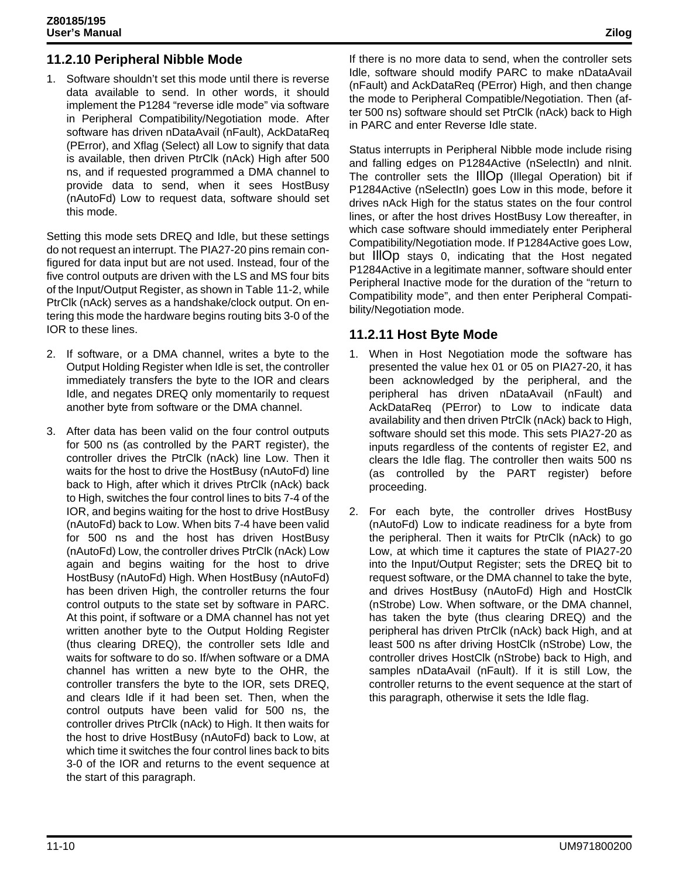### 11.2.10 Peripheral Nibble Mode

1. Software shouldn't set this mode until there is reverse data available to send. In other words, it should implement the P1284 "reverse idle mode" via software in Peripheral Compatibility/Negotiation mode. After software has driven nDataAvail (nFault), AckDataReq (PError), and Xflag (Select) all Low to signify that data is available, then driven PtrClk (nAck) High after 500 ns, and if requested programmed a DMA channel to provide data to send, when it sees HostBusy (nAutoFd) Low to request data, software should set this mode.

Setting this mode sets DREQ and Idle, but these settings do not request an interrupt. The PIA27-20 pins remain configured for data input but are not used. Instead, four of the five control outputs are driven with the LS and MS four bits of the Input/Output Register, as shown in Table 11-2, while PtrClk (nAck) serves as a handshake/clock output. On entering this mode the hardware begins routing bits 3-0 of the IOR to these lines.

2. If software, or a DMA channel, writes a byte to the Output Holding Register when Idle is set, the controller immediately transfers the byte to the IOR and clears Idle, and negates DREQ only momentarily to request another byte from software or the DMA channel.

3. After data has been valid on the four control outputs for 500 ns (as controlled by the PART register), the controller drives the PtrClk (nAck) line Low. Then it waits for the host to drive the HostBusy (nAutoFd) line back to High, after which it drives PtrClk (nAck) back to High, switches the four control lines to bits 7-4 of the IOR, and begins waiting for the host to drive HostBusy (nAutoFd) back to Low. When bits 7-4 have been valid for 500 ns and the host has driven HostBusy (nAutoFd) Low, the controller drives PtrClk (nAck) Low again and begins waiting for the host to drive HostBusy (nAutoFd) High. When HostBusy (nAutoFd) has been driven High, the controller returns the four control outputs to the state set by software in PARC. At this point, if software or a DMA channel has not yet written another byte to the Output Holding Register (thus clearing DREQ), the controller sets Idle and waits for software to do so. If/when software or a DMA channel has written a new byte to the OHR, the controller transfers the byte to the IOR, sets DREQ, and clears Idle if it had been set. Then, when the control outputs have been valid for 500 ns, the controller drives PtrClk (nAck) to High. It then waits for the host to drive HostBusy (nAutoFd) back to Low, at which time it switches the four control lines back to bits 3-0 of the IOR and returns to the event sequence at the start of this paragraph.

If there is no more data to send, when the controller sets Idle, software should modify PARC to make nDataAvail (nFault) and AckDataReq (PError) High, and then change the mode to Peripheral Compatible/Negotiation. Then (after 500 ns) software should set PtrClk (nAck) back to High in PARC and enter Reverse Idle state.

Status interrupts in Peripheral Nibble mode include rising and falling edges on P1284Active (nSelectIn) and nInit. The controller sets the IllOp (Illegal Operation) bit if P1284Active (nSelectIn) goes Low in this mode, before it drives nAck High for the status states on the four control lines, or after the host drives HostBusy Low thereafter, in which case software should immediately enter Peripheral Compatibility/Negotiation mode. If P1284Active goes Low, but IllOp stays 0, indicating that the Host negated P1284Active in a legitimate manner, software should enter Peripheral Inactive mode for the duration of the "return to Compatibility mode", and then enter Peripheral Compatibility/Negotiation mode.

### 11.2.11 Host Byte Mode

1. When in Host Negotiation mode the software has presented the value hex 01 or 05 on PIA27-20, it has been acknowledged by the peripheral, and the peripheral has driven nDataAvail (nFault) and AckDataReq (PError) to Low to indicate data availability and then driven PtrClk (nAck) back to High, software should set this mode. This sets PIA27-20 as inputs regardless of the contents of register E2, and clears the Idle flag. The controller then waits 500 ns (as controlled by the PART register) before proceeding.

2. For each byte, the controller drives HostBusy (nAutoFd) Low to indicate readiness for a byte from the peripheral. Then it waits for PtrClk (nAck) to go Low, at which time it captures the state of PIA27-20 into the Input/Output Register; sets the DREQ bit to request software, or the DMA channel to take the byte, and drives HostBusy (nAutoFd) High and HostClk (nStrobe) Low. When software, or the DMA channel, has taken the byte (thus clearing DREQ) and the peripheral has driven PtrClk (nAck) back High, and at least 500 ns after driving HostClk (nStrobe) Low, the controller drives HostClk (nStrobe) back to High, and samples nDataAvail (nFault). If it is still Low, the controller returns to the event sequence at the start of this paragraph, otherwise it sets the Idle flag.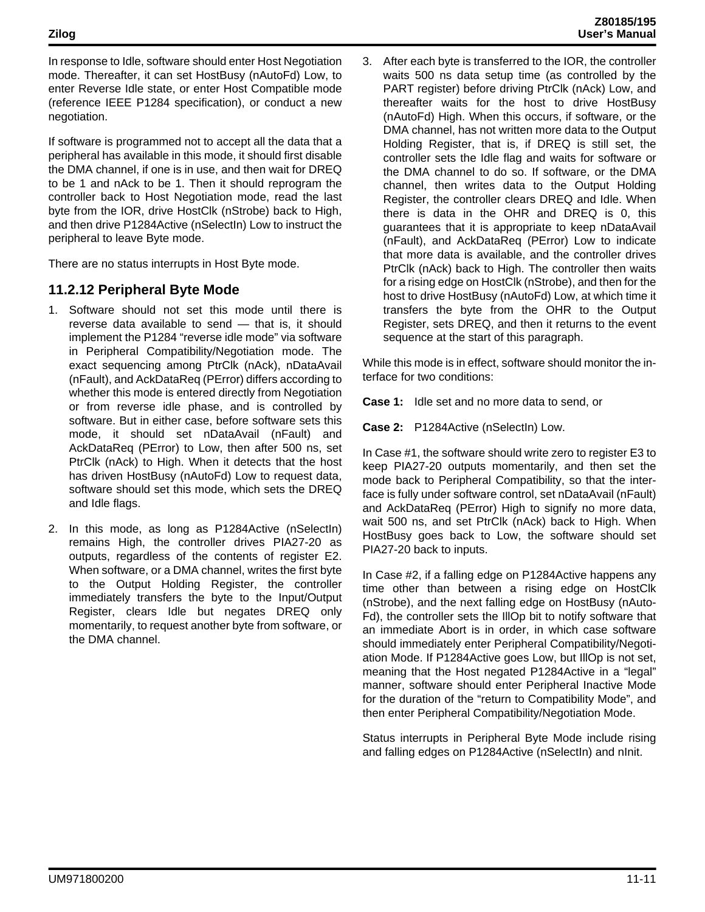In response to Idle, software should enter Host Negotiation mode. Thereafter, it can set HostBusy (nAutoFd) Low, to enter Reverse Idle state, or enter Host Compatible mode (reference IEEE P1284 specification), or conduct a new negotiation.

If software is programmed not to accept all the data that a peripheral has available in this mode, it should first disable the DMA channel, if one is in use, and then wait for DREQ to be 1 and nAck to be 1. Then it should reprogram the controller back to Host Negotiation mode, read the last byte from the IOR, drive HostClk (nStrobe) back to High, and then drive P1284Active (nSelectIn) Low to instruct the peripheral to leave Byte mode.

There are no status interrupts in Host Byte mode.

### 11.2.12 Peripheral Byte Mode

1. Software should not set this mode until there is reverse data available to send — that is, it should implement the P1284 "reverse idle mode" via software in Peripheral Compatibility/Negotiation mode. The exact sequencing among PtrClk (nAck), nDataAvail (nFault), and AckDataReq (PError) differs according to whether this mode is entered directly from Negotiation or from reverse idle phase, and is controlled by software. But in either case, before software sets this mode, it should set nDataAvail (nFault) and AckDataReq (PError) to Low, then after 500 ns, set PtrClk (nAck) to High. When it detects that the host has driven HostBusy (nAutoFd) Low to request data, software should set this mode, which sets the DREQ and Idle flags.

2. In this mode, as long as P1284Active (nSelectIn) remains High, the controller drives PIA27-20 as outputs, regardless of the contents of register E2. When software, or a DMA channel, writes the first byte to the Output Holding Register, the controller immediately transfers the byte to the Input/Output Register, clears Idle but negates DREQ only momentarily, to request another byte from software, or the DMA channel.

3. After each byte is transferred to the IOR, the controller waits 500 ns data setup time (as controlled by the PART register) before driving PtrClk (nAck) Low, and thereafter waits for the host to drive HostBusy (nAutoFd) High. When this occurs, if software, or the DMA channel, has not written more data to the Output Holding Register, that is, if DREQ is still set, the controller sets the Idle flag and waits for software or the DMA channel to do so. If software, or the DMA channel, then writes data to the Output Holding Register, the controller clears DREQ and Idle. When there is data in the OHR and DREQ is 0, this guarantees that it is appropriate to keep nDataAvail (nFault), and AckDataReq (PError) Low to indicate that more data is available, and the controller drives PtrClk (nAck) back to High. The controller then waits for a rising edge on HostClk (nStrobe), and then for the host to drive HostBusy (nAutoFd) Low, at which time it transfers the byte from the OHR to the Output Register, sets DREQ, and then it returns to the event sequence at the start of this paragraph.

While this mode is in effect, software should monitor the interface for two conditions:

**Case 1:** Idle set and no more data to send, or

**Case 2:** P1284Active (nSelectIn) Low.

In Case #1, the software should write zero to register E3 to keep PIA27-20 outputs momentarily, and then set the mode back to Peripheral Compatibility, so that the interface is fully under software control, set nDataAvail (nFault) and AckDataReq (PError) High to signify no more data, wait 500 ns, and set PtrClk (nAck) back to High. When HostBusy goes back to Low, the software should set PIA27-20 back to inputs.

In Case #2, if a falling edge on P1284Active happens any time other than between a rising edge on HostClk (nStrobe), and the next falling edge on HostBusy (nAutoFd), the controller sets the IllOp bit to notify software that an immediate Abort is in order, in which case software should immediately enter Peripheral Compatibility/Negotiation Mode. If P1284Active goes Low, but IllOp is not set, meaning that the Host negated P1284Active in a "legal" manner, software should enter Peripheral Inactive Mode for the duration of the "return to Compatibility Mode", and then enter Peripheral Compatibility/Negotiation Mode.

Status interrupts in Peripheral Byte Mode include rising and falling edges on P1284Active (nSelectIn) and nInit.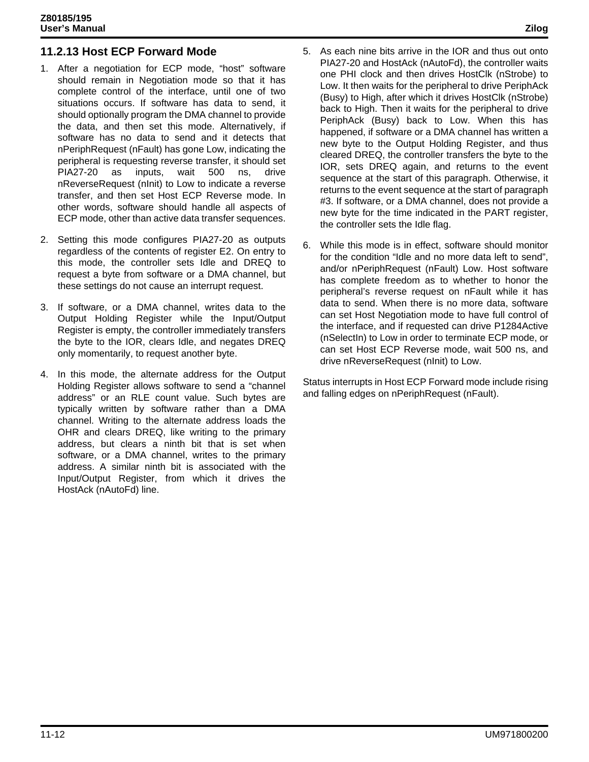### 11.2.13 Host ECP Forward Mode

1. After a negotiation for ECP mode, "host" software should remain in Negotiation mode so that it has complete control of the interface, until one of two situations occurs. If software has data to send, it should optionally program the DMA channel to provide the data, and then set this mode. Alternatively, if software has no data to send and it detects that nPeriphRequest (nFault) has gone Low, indicating the peripheral is requesting reverse transfer, it should set PIA27-20 as inputs, wait 500 ns, drive nReverseRequest (nInit) to Low to indicate a reverse transfer, and then set Host ECP Reverse mode. In other words, software should handle all aspects of ECP mode, other than active data transfer sequences.

2. Setting this mode configures PIA27-20 as outputs regardless of the contents of register E2. On entry to this mode, the controller sets Idle and DREQ to request a byte from software or a DMA channel, but these settings do not cause an interrupt request.

3. If software, or a DMA channel, writes data to the Output Holding Register while the Input/Output Register is empty, the controller immediately transfers the byte to the IOR, clears Idle, and negates DREQ only momentarily, to request another byte.

4. In this mode, the alternate address for the Output Holding Register allows software to send a "channel address" or an RLE count value. Such bytes are typically written by software rather than a DMA channel. Writing to the alternate address loads the OHR and clears DREQ, like writing to the primary address, but clears a ninth bit that is set when software, or a DMA channel, writes to the primary address. A similar ninth bit is associated with the Input/Output Register, from which it drives the HostAck (nAutoFd) line.

5. As each nine bits arrive in the IOR and thus out onto PIA27-20 and HostAck (nAutoFd), the controller waits one PHI clock and then drives HostClk (nStrobe) to Low. It then waits for the peripheral to drive PeriphAck (Busy) to High, after which it drives HostClk (nStrobe) back to High. Then it waits for the peripheral to drive PeriphAck (Busy) back to Low. When this has happened, if software or a DMA channel has written a new byte to the Output Holding Register, and thus cleared DREQ, the controller transfers the byte to the IOR, sets DREQ again, and returns to the event sequence at the start of this paragraph. Otherwise, it returns to the event sequence at the start of paragraph #3. If software, or a DMA channel, does not provide a new byte for the time indicated in the PART register, the controller sets the Idle flag.

6. While this mode is in effect, software should monitor for the condition "Idle and no more data left to send", and/or nPeriphRequest (nFault) Low. Host software has complete freedom as to whether to honor the peripheral's reverse request on nFault while it has data to send. When there is no more data, software can set Host Negotiation mode to have full control of the interface, and if requested can drive P1284Active (nSelectIn) to Low in order to terminate ECP mode, or can set Host ECP Reverse mode, wait 500 ns, and drive nReverseRequest (nInit) to Low.

Status interrupts in Host ECP Forward mode include rising and falling edges on nPeriphRequest (nFault).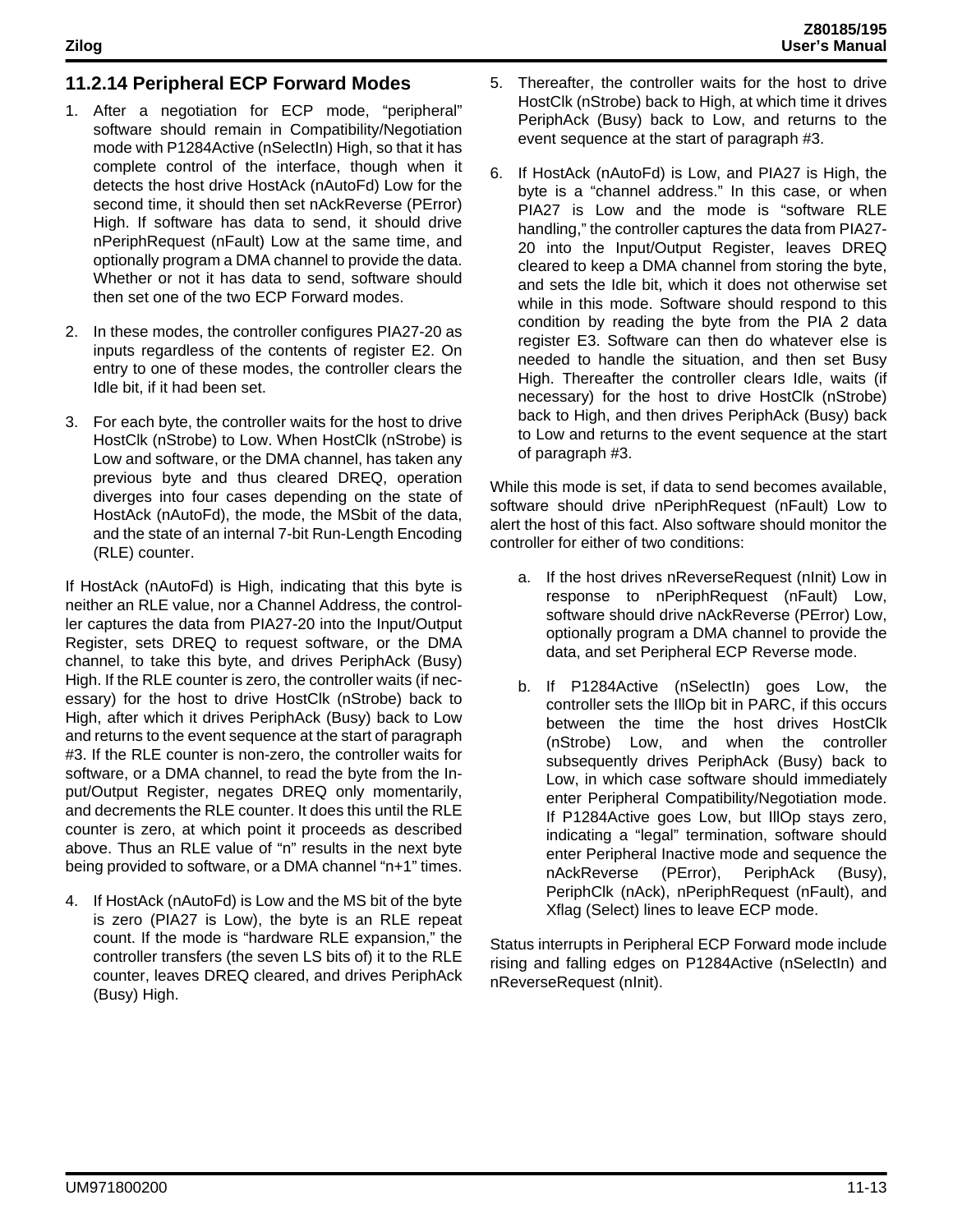### 11.2.14 Peripheral ECP Forward Modes

1. After a negotiation for ECP mode, "peripheral" software should remain in Compatibility/Negotiation mode with P1284Active (nSelectIn) High, so that it has complete control of the interface, though when it detects the host drive HostAck (nAutoFd) Low for the second time, it should then set nAckReverse (PError) High. If software has data to send, it should drive nPeriphRequest (nFault) Low at the same time, and optionally program a DMA channel to provide the data. Whether or not it has data to send, software should then set one of the two ECP Forward modes.

2. In these modes, the controller configures PIA27-20 as inputs regardless of the contents of register E2. On entry to one of these modes, the controller clears the Idle bit, if it had been set.

3. For each byte, the controller waits for the host to drive HostClk (nStrobe) to Low. When HostClk (nStrobe) is Low and software, or the DMA channel, has taken any previous byte and thus cleared DREQ, operation diverges into four cases depending on the state of HostAck (nAutoFd), the mode, the MSbit of the data, and the state of an internal 7-bit Run-Length Encoding (RLE) counter.

If HostAck (nAutoFd) is High, indicating that this byte is neither an RLE value, nor a Channel Address, the controller captures the data from PIA27-20 into the Input/Output Register, sets DREQ to request software, or the DMA channel, to take this byte, and drives PeriphAck (Busy) High. If the RLE counter is zero, the controller waits (if necessary) for the host to drive HostClk (nStrobe) back to High, after which it drives PeriphAck (Busy) back to Low and returns to the event sequence at the start of paragraph #3. If the RLE counter is non-zero, the controller waits for software, or a DMA channel, to read the byte from the Input/Output Register, negates DREQ only momentarily, and decrements the RLE counter. It does this until the RLE counter is zero, at which point it proceeds as described above. Thus an RLE value of "n" results in the next byte being provided to software, or a DMA channel "n+1" times.

4. If HostAck (nAutoFd) is Low and the MS bit of the byte is zero (PIA27 is Low), the byte is an RLE repeat count. If the mode is "hardware RLE expansion," the controller transfers (the seven LS bits of) it to the RLE counter, leaves DREQ cleared, and drives PeriphAck (Busy) High.

5. Thereafter, the controller waits for the host to drive HostClk (nStrobe) back to High, at which time it drives PeriphAck (Busy) back to Low, and returns to the event sequence at the start of paragraph #3.

6. If HostAck (nAutoFd) is Low, and PIA27 is High, the byte is a "channel address." In this case, or when PIA27 is Low and the mode is "software RLE handling," the controller captures the data from PIA27-20 into the Input/Output Register, leaves DREQ cleared to keep a DMA channel from storing the byte, and sets the Idle bit, which it does not otherwise set while in this mode. Software should respond to this condition by reading the byte from the PIA 2 data register E3. Software can then do whatever else is needed to handle the situation, and then set Busy High. Thereafter the controller clears Idle, waits (if necessary) for the host to drive HostClk (nStrobe) back to High, and then drives PeriphAck (Busy) back to Low and returns to the event sequence at the start of paragraph #3.

While this mode is set, if data to send becomes available, software should drive nPeriphRequest (nFault) Low to alert the host of this fact. Also software should monitor the controller for either of two conditions:

a. If the host drives nReverseRequest (nInit) Low in response to nPeriphRequest (nFault) Low, software should drive nAckReverse (PError) Low, optionally program a DMA channel to provide the data, and set Peripheral ECP Reverse mode.

b. If P1284Active (nSelectIn) goes Low, the controller sets the IllOp bit in PARC, if this occurs between the time the host drives HostClk (nStrobe) Low, and when the controller subsequently drives PeriphAck (Busy) back to Low, in which case software should immediately enter Peripheral Compatibility/Negotiation mode. If P1284Active goes Low, but IllOp stays zero, indicating a "legal" termination, software should enter Peripheral Inactive mode and sequence the nAckReverse (PError), PeriphAck (Busy), PeriphClk (nAck), nPeriphRequest (nFault), and Xflag (Select) lines to leave ECP mode.

Status interrupts in Peripheral ECP Forward mode include rising and falling edges on P1284Active (nSelectIn) and nReverseRequest (nInit).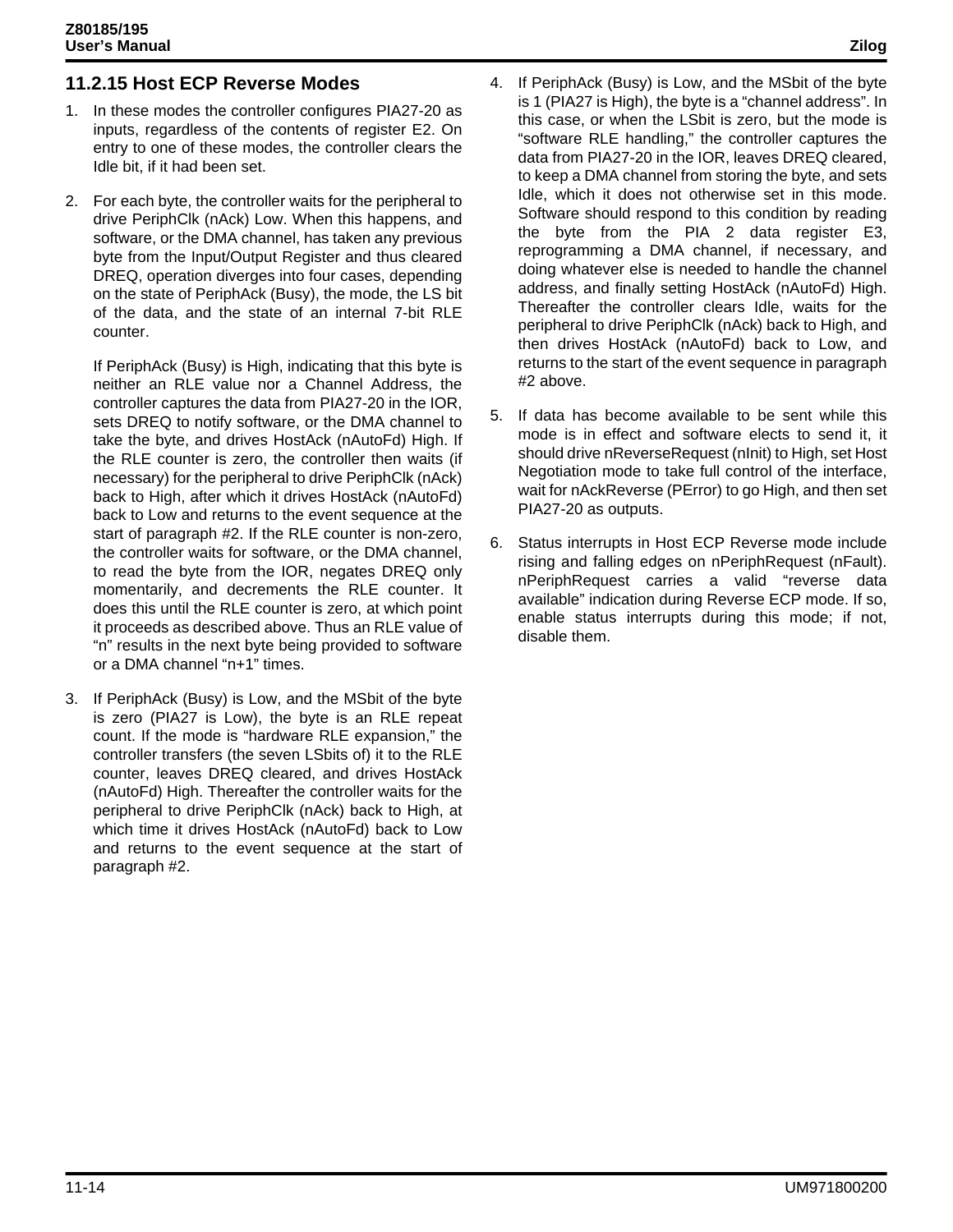### 11.2.15 Host ECP Reverse Modes

1. In these modes the controller configures PIA27-20 as inputs, regardless of the contents of register E2. On entry to one of these modes, the controller clears the Idle bit, if it had been set.

2. For each byte, the controller waits for the peripheral to drive PeriphClk (nAck) Low. When this happens, and software, or the DMA channel, has taken any previous byte from the Input/Output Register and thus cleared DREQ, operation diverges into four cases, depending on the state of PeriphAck (Busy), the mode, the LS bit of the data, and the state of an internal 7-bit RLE counter.

   If PeriphAck (Busy) is High, indicating that this byte is neither an RLE value nor a Channel Address, the controller captures the data from PIA27-20 in the IOR, sets DREQ to notify software, or the DMA channel to take the byte, and drives HostAck (nAutoFd) High. If the RLE counter is zero, the controller then waits (if necessary) for the peripheral to drive PeriphClk (nAck) back to High, after which it drives HostAck (nAutoFd) back to Low and returns to the event sequence at the start of paragraph #2. If the RLE counter is non-zero, the controller waits for software, or the DMA channel, to read the byte from the IOR, negates DREQ only momentarily, and decrements the RLE counter. It does this until the RLE counter is zero, at which point it proceeds as described above. Thus an RLE value of "n" results in the next byte being provided to software or a DMA channel "n+1" times.

3. If PeriphAck (Busy) is Low, and the MSbit of the byte is zero (PIA27 is Low), the byte is an RLE repeat count. If the mode is "hardware RLE expansion," the controller transfers (the seven LSbits of) it to the RLE counter, leaves DREQ cleared, and drives HostAck (nAutoFd) High. Thereafter the controller waits for the peripheral to drive PeriphClk (nAck) back to High, at which time it drives HostAck (nAutoFd) back to Low and returns to the event sequence at the start of paragraph #2.

4. If PeriphAck (Busy) is Low, and the MSbit of the byte is 1 (PIA27 is High), the byte is a "channel address". In this case, or when the LSbit is zero, but the mode is "software RLE handling," the controller captures the data from PIA27-20 in the IOR, leaves DREQ cleared, to keep a DMA channel from storing the byte, and sets Idle, which it does not otherwise set in this mode. Software should respond to this condition by reading the byte from the PIA 2 data register E3, reprogramming a DMA channel, if necessary, and doing whatever else is needed to handle the channel address, and finally setting HostAck (nAutoFd) High. Thereafter the controller clears Idle, waits for the peripheral to drive PeriphClk (nAck) back to High, and then drives HostAck (nAutoFd) back to Low, and returns to the start of the event sequence in paragraph #2 above.

5. If data has become available to be sent while this mode is in effect and software elects to send it, it should drive nReverseRequest (nInit) to High, set Host Negotiation mode to take full control of the interface, wait for nAckReverse (PError) to go High, and then set PIA27-20 as outputs.

6. Status interrupts in Host ECP Reverse mode include rising and falling edges on nPeriphRequest (nFault). nPeriphRequest carries a valid "reverse data available" indication during Reverse ECP mode. If so, enable status interrupts during this mode; if not, disable them.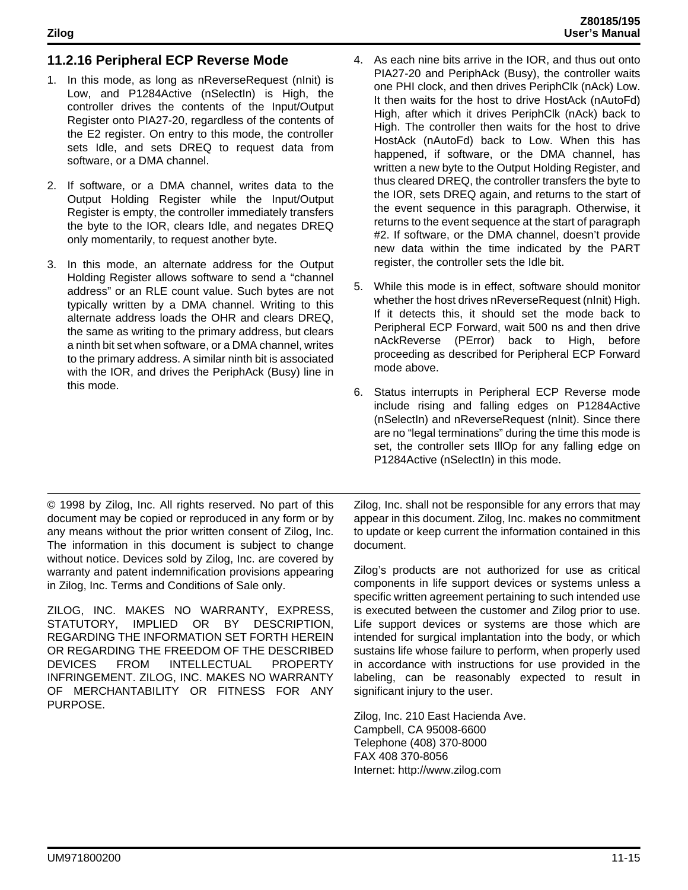### 11.2.16 Peripheral ECP Reverse Mode

1. In this mode, as long as nReverseRequest (nInit) is Low, and P1284Active (nSelectIn) is High, the controller drives the contents of the Input/Output Register onto PIA27-20, regardless of the contents of the E2 register. On entry to this mode, the controller sets Idle, and sets DREQ to request data from software, or a DMA channel.

2. If software, or a DMA channel, writes data to the Output Holding Register while the Input/Output Register is empty, the controller immediately transfers the byte to the IOR, clears Idle, and negates DREQ only momentarily, to request another byte.

3. In this mode, an alternate address for the Output Holding Register allows software to send a "channel address" or an RLE count value. Such bytes are not typically written by a DMA channel. Writing to this alternate address loads the OHR and clears DREQ, the same as writing to the primary address, but clears a ninth bit set when software, or a DMA channel, writes to the primary address. A similar ninth bit is associated with the IOR, and drives the PeriphAck (Busy) line in this mode.

4. As each nine bits arrive in the IOR, and thus out onto PIA27-20 and PeriphAck (Busy), the controller waits one PHI clock, and then drives PeriphClk (nAck) Low. It then waits for the host to drive HostAck (nAutoFd) High, after which it drives PeriphClk (nAck) back to High. The controller then waits for the host to drive HostAck (nAutoFd) back to Low. When this has happened, if software, or the DMA channel, has written a new byte to the Output Holding Register, and thus cleared DREQ, the controller transfers the byte to the IOR, sets DREQ again, and returns to the start of the event sequence in this paragraph. Otherwise, it returns to the event sequence at the start of paragraph #2. If software, or the DMA channel, doesn't provide new data within the time indicated by the PART register, the controller sets the Idle bit.

5. While this mode is in effect, software should monitor whether the host drives nReverseRequest (nInit) High. If it detects this, it should set the mode back to Peripheral ECP Forward, wait 500 ns and then drive nAckReverse (PError) back to High, before proceeding as described for Peripheral ECP Forward mode above.

6. Status interrupts in Peripheral ECP Reverse mode include rising and falling edges on P1284Active (nSelectIn) and nReverseRequest (nInit). Since there are no "legal terminations" during the time this mode is set, the controller sets IllOp for any falling edge on P1284Active (nSelectIn) in this mode.

---

© 1998 by Zilog, Inc. All rights reserved. No part of this document may be copied or reproduced in any form or by any means without the prior written consent of Zilog, Inc. The information in this document is subject to change without notice. Devices sold by Zilog, Inc. are covered by warranty and patent indemnification provisions appearing in Zilog, Inc. Terms and Conditions of Sale only.

ZILOG, INC. MAKES NO WARRANTY, EXPRESS, STATUTORY, IMPLIED OR BY DESCRIPTION, REGARDING THE INFORMATION SET FORTH HEREIN OR REGARDING THE FREEDOM OF THE DESCRIBED DEVICES FROM INTELLECTUAL PROPERTY INFRINGEMENT. ZILOG, INC. MAKES NO WARRANTY OF MERCHANTABILITY OR FITNESS FOR ANY PURPOSE.

Zilog, Inc. shall not be responsible for any errors that may appear in this document. Zilog, Inc. makes no commitment to update or keep current the information contained in this document.

Zilog's products are not authorized for use as critical components in life support devices or systems unless a specific written agreement pertaining to such intended use is executed between the customer and Zilog prior to use. Life support devices or systems are those which are intended for surgical implantation into the body, or which sustains life whose failure to perform, when properly used in accordance with instructions for use provided in the labeling, can be reasonably expected to result in significant injury to the user.

Zilog, Inc. 210 East Hacienda Ave.
Campbell, CA 95008-6600
Telephone (408) 370-8000
FAX 408 370-8056
Internet: http://www.zilog.com